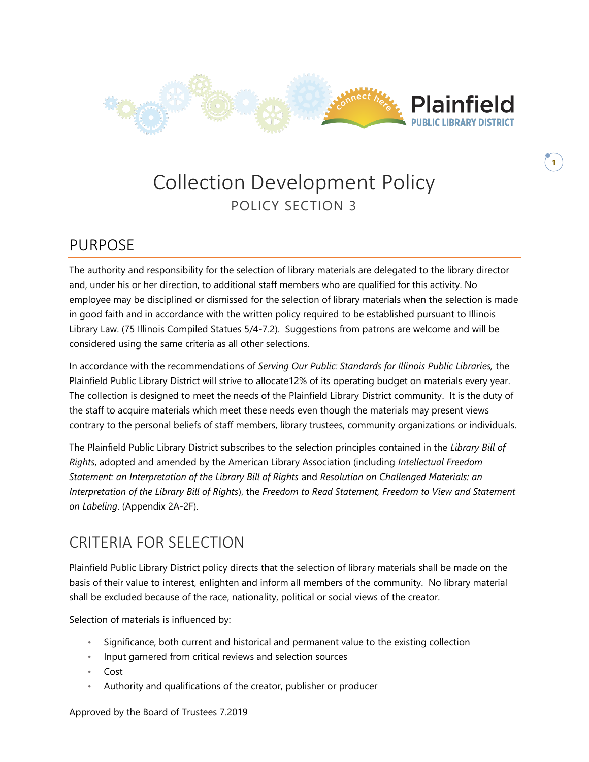# Collection Development Policy

POLICY SECTION 3

## PURPOSE

The authority and responsibility for the selection of library materials are delegated to the library director and, under his or her direction, to additional staff members who are qualified for this activity. No employee may be disciplined or dismissed for the selection of library materials when the selection is made in good faith and in accordance with the written policy required to be established pursuant to Illinois Library Law. (75 Illinois Compiled Statues 5/4-7.2). Suggestions from patrons are welcome and will be considered using the same criteria as all other selections.

In accordance with the recommendations of *Serving Our Public: Standards for Illinois Public Libraries,* the Plainfield Public Library District will strive to allocate12% of its operating budget on materials every year. The collection is designed to meet the needs of the Plainfield Library District community. It is the duty of the staff to acquire materials which meet these needs even though the materials may present views contrary to the personal beliefs of staff members, library trustees, community organizations or individuals.

The Plainfield Public Library District subscribes to the selection principles contained in the *Library Bill of Rights*, adopted and amended by the American Library Association (including *Intellectual Freedom Statement: an Interpretation of the Library Bill of Rights* and *Resolution on Challenged Materials: an Interpretation of the Library Bill of Rights*), the *Freedom to Read Statement, Freedom to View and Statement on Labeling*. (Appendix 2A-2F).

## CRITERIA FOR SELECTION

Plainfield Public Library District policy directs that the selection of library materials shall be made on the basis of their value to interest, enlighten and inform all members of the community. No library material shall be excluded because of the race, nationality, political or social views of the creator.

Selection of materials is influenced by:

- Significance, both current and historical and permanent value to the existing collection
- Input garnered from critical reviews and selection sources
- Cost
- Authority and qualifications of the creator, publisher or producer

Approved by the Board of Trustees 7.2019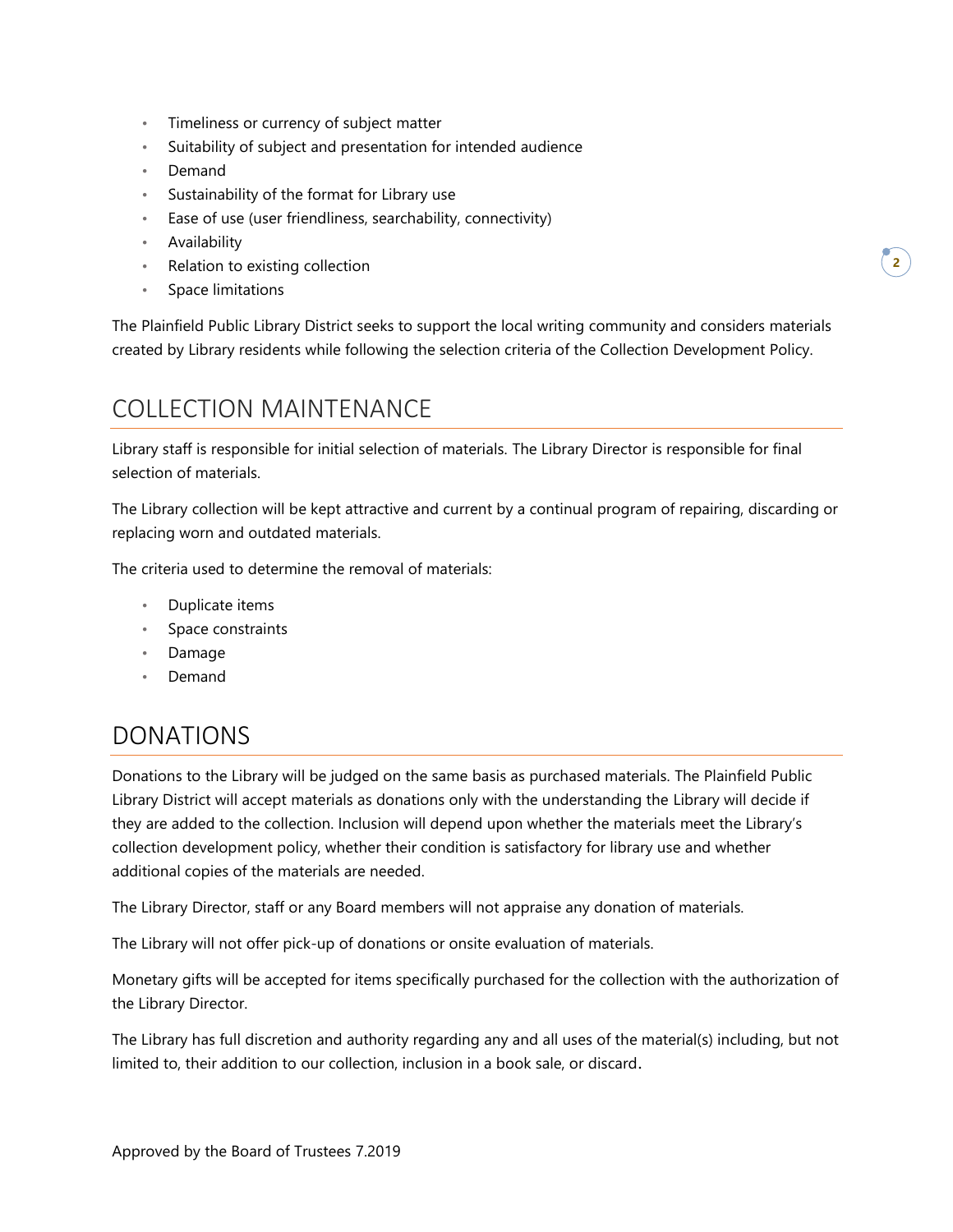- Timeliness or currency of subject matter
- Suitability of subject and presentation for intended audience
- Demand
- Sustainability of the format for Library use
- Ease of use (user friendliness, searchability, connectivity)
- Availability
- Relation to existing collection
- Space limitations

The Plainfield Public Library District seeks to support the local writing community and considers materials created by Library residents while following the selection criteria of the Collection Development Policy.

# COLLECTION MAINTENANCE

Library staff is responsible for initial selection of materials. The Library Director is responsible for final selection of materials.

The Library collection will be kept attractive and current by a continual program of repairing, discarding or replacing worn and outdated materials.

The criteria used to determine the removal of materials:

- Duplicate items
- Space constraints
- Damage
- Demand

# DONATIONS

Donations to the Library will be judged on the same basis as purchased materials. The Plainfield Public Library District will accept materials as donations only with the understanding the Library will decide if they are added to the collection. Inclusion will depend upon whether the materials meet the Library's collection development policy, whether their condition is satisfactory for library use and whether additional copies of the materials are needed.

The Library Director, staff or any Board members will not appraise any donation of materials.

The Library will not offer pick-up of donations or onsite evaluation of materials.

Monetary gifts will be accepted for items specifically purchased for the collection with the authorization of the Library Director.

The Library has full discretion and authority regarding any and all uses of the material(s) including, but not limited to, their addition to our collection, inclusion in a book sale, or discard.

Approved by the Board of Trustees 7.2019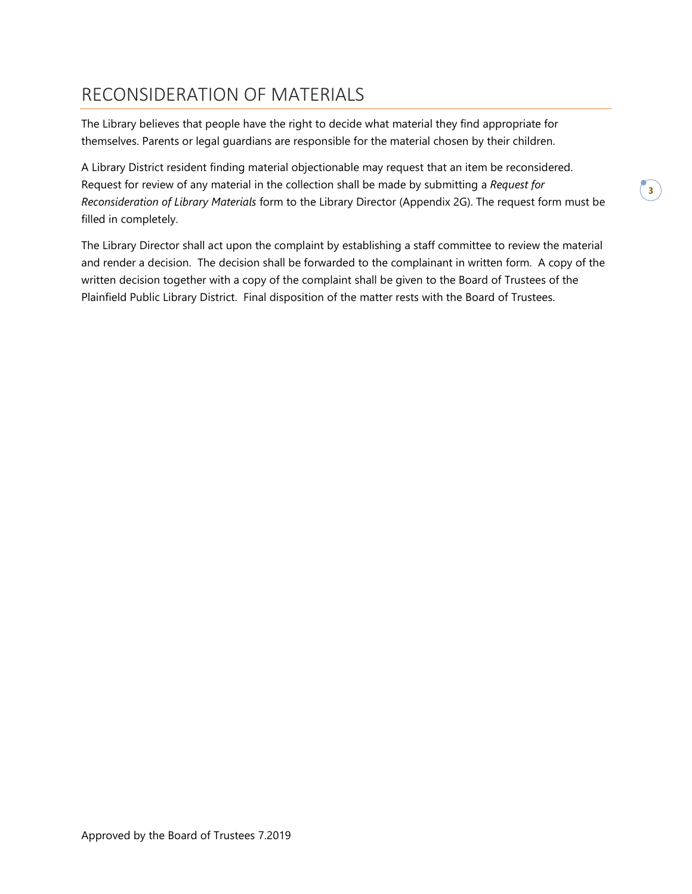# RECONSIDERATION OF MATERIALS

The Library believes that people have the right to decide what material they find appropriate for themselves. Parents or legal guardians are responsible for the material chosen by their children.

A Library District resident finding material objectionable may request that an item be reconsidered. Request for review of any material in the collection shall be made by submitting a *Request for Reconsideration of Library Materials* form to the Library Director (Appendix 2G). The request form must be filled in completely.

The Library Director shall act upon the complaint by establishing a staff committee to review the material and render a decision. The decision shall be forwarded to the complainant in written form. A copy of the written decision together with a copy of the complaint shall be given to the Board of Trustees of the Plainfield Public Library District. Final disposition of the matter rests with the Board of Trustees.

Approved by the Board of Trustees 7.2019